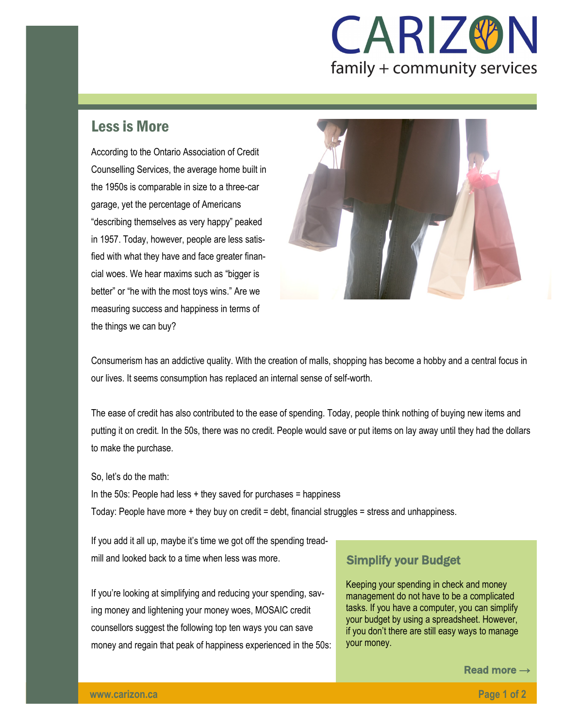CARIZON family + community services

## Less is More

According to the Ontario Association of Credit Counselling Services, the average home built in the 1950s is comparable in size to a three-car garage, yet the percentage of Americans "describing themselves as very happy" peaked in 1957. Today, however, people are less satisfied with what they have and face greater financial woes. We hear maxims such as "bigger is better" or "he with the most toys wins." Are we measuring success and happiness in terms of the things we can buy?

Consumerism has an addictive quality. With the creation of malls, shopping has become a hobby and a central focus in our lives. It seems consumption has replaced an internal sense of self-worth.

The ease of credit has also contributed to the ease of spending. Today, people think nothing of buying new items and putting it on credit. In the 50s, there was no credit. People would save or put items on lay away until they had the dollars to make the purchase.

So, let's do the math:

In the 50s: People had less + they saved for purchases = happiness

Today: People have more + they buy on credit = debt, financial struggles = stress and unhappiness.

If you add it all up, maybe it's time we got off the spending treadmill and looked back to a time when less was more.

If you're looking at simplifying and reducing your spending, saving money and lightening your money woes, MOSAIC credit counsellors suggest the following top ten ways you can save money and regain that peak of happiness experienced in the 50s:

### Simplify your Budget

Keeping your spending in check and money management do not have to be a complicated tasks. If you have a computer, you can simplify your budget by using a spreadsheet. However, if you don't there are still easy ways to manage your money.

**Read more →**

www.carizon.ca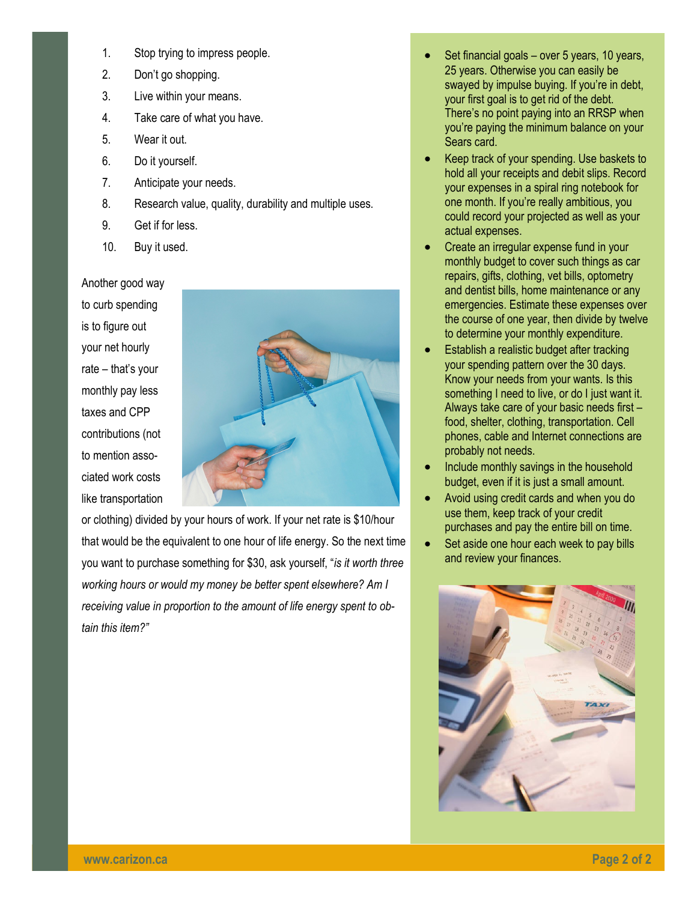1. Stop trying to impress people.
2. Don't go shopping.
3. Live within your means.
4. Take care of what you have.
5. Wear it out.
6. Do it yourself.
7. Anticipate your needs.
8. Research value, quality, durability and multiple uses.
9. Get if for less.
10. Buy it used.

Another good way to curb spending is to figure out your net hourly rate – that's your monthly pay less taxes and CPP contributions (not to mention associated work costs like transportation or clothing) divided by your hours of work. If your net rate is $10/hour that would be the equivalent to one hour of life energy. So the next time you want to purchase something for $30, ask yourself, "*is it worth three working hours or would my money be better spent elsewhere? Am I receiving value in proportion to the amount of life energy spent to obtain this item?*"

- Set financial goals – over 5 years, 10 years, 25 years. Otherwise you can easily be swayed by impulse buying. If you're in debt, your first goal is to get rid of the debt. There's no point paying into an RRSP when you're paying the minimum balance on your Sears card.
- Keep track of your spending. Use baskets to hold all your receipts and debit slips. Record your expenses in a spiral ring notebook for one month. If you're really ambitious, you could record your projected as well as your actual expenses.
- Create an irregular expense fund in your monthly budget to cover such things as car repairs, gifts, clothing, vet bills, optometry and dentist bills, home maintenance or any emergencies. Estimate these expenses over the course of one year, then divide by twelve to determine your monthly expenditure.
- Establish a realistic budget after tracking your spending pattern over the 30 days. Know your needs from your wants. Is this something I need to live, or do I just want it. Always take care of your basic needs first – food, shelter, clothing, transportation. Cell phones, cable and Internet connections are probably not needs.
- Include monthly savings in the household budget, even if it is just a small amount.
- Avoid using credit cards and when you do use them, keep track of your credit purchases and pay the entire bill on time.
- Set aside one hour each week to pay bills and review your finances.

www.carizon.ca